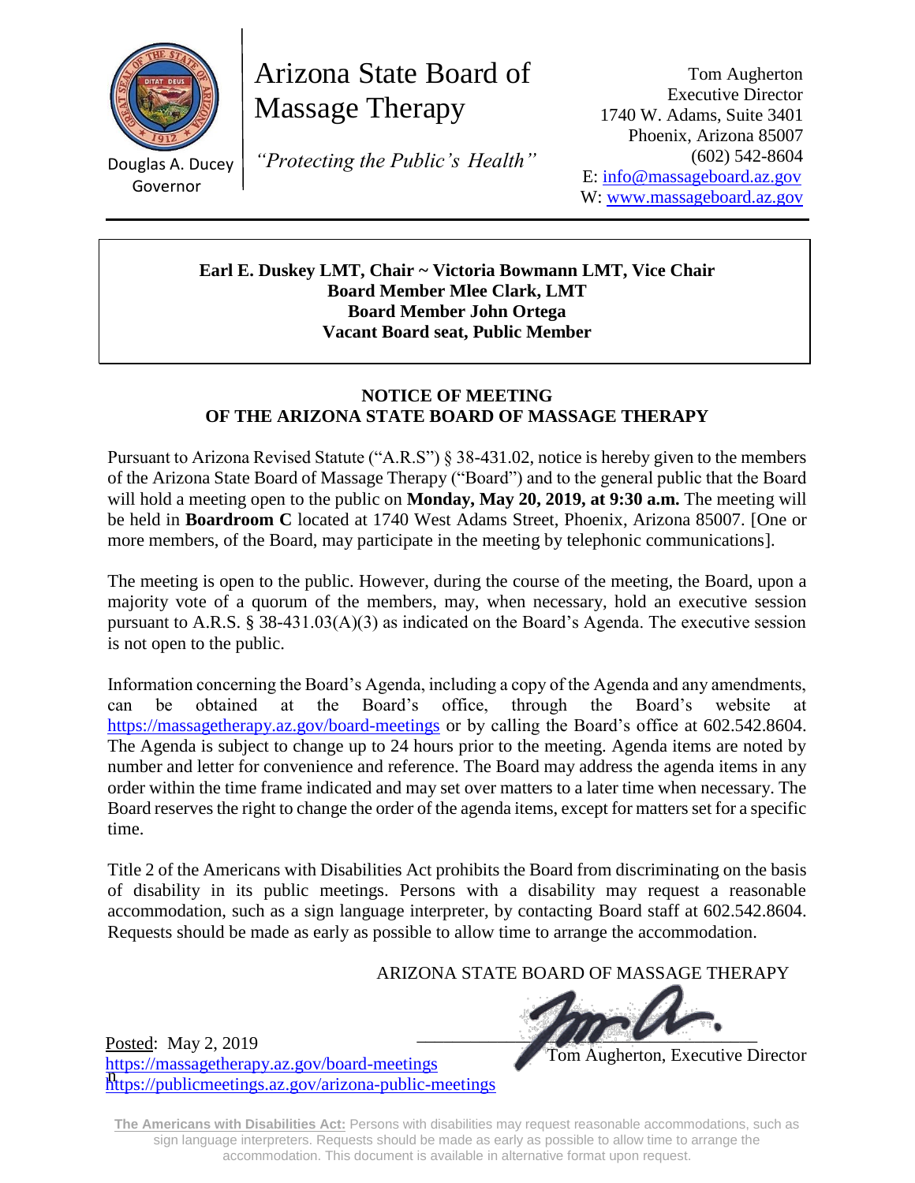Douglas A. Ducey
Governor

# Arizona State Board of Massage Therapy

*"Protecting the Public's Health"*

Tom Augherton
Executive Director
1740 W. Adams, Suite 3401
Phoenix, Arizona 85007
(602) 542-8604
E: info@massageboard.az.gov
W: www.massageboard.az.gov

---

**Earl E. Duskey LMT, Chair ~ Victoria Bowmann LMT, Vice Chair**
**Board Member Mlee Clark, LMT**
**Board Member John Ortega**
**Vacant Board seat, Public Member**

## NOTICE OF MEETING
## OF THE ARIZONA STATE BOARD OF MASSAGE THERAPY

Pursuant to Arizona Revised Statute ("A.R.S") § 38-431.02, notice is hereby given to the members of the Arizona State Board of Massage Therapy ("Board") and to the general public that the Board will hold a meeting open to the public on **Monday, May 20, 2019, at 9:30 a.m.** The meeting will be held in **Boardroom C** located at 1740 West Adams Street, Phoenix, Arizona 85007. [One or more members, of the Board, may participate in the meeting by telephonic communications].

The meeting is open to the public. However, during the course of the meeting, the Board, upon a majority vote of a quorum of the members, may, when necessary, hold an executive session pursuant to A.R.S. § 38-431.03(A)(3) as indicated on the Board's Agenda. The executive session is not open to the public.

Information concerning the Board's Agenda, including a copy of the Agenda and any amendments, can be obtained at the Board's office, through the Board's website at https://massagetherapy.az.gov/board-meetings or by calling the Board's office at 602.542.8604. The Agenda is subject to change up to 24 hours prior to the meeting. Agenda items are noted by number and letter for convenience and reference. The Board may address the agenda items in any order within the time frame indicated and may set over matters to a later time when necessary. The Board reserves the right to change the order of the agenda items, except for matters set for a specific time.

Title 2 of the Americans with Disabilities Act prohibits the Board from discriminating on the basis of disability in its public meetings. Persons with a disability may request a reasonable accommodation, such as a sign language interpreter, by contacting Board staff at 602.542.8604. Requests should be made as early as possible to allow time to arrange the accommodation.

ARIZONA STATE BOARD OF MASSAGE THERAPY

Tom Augherton, Executive Director

Posted: May 2, 2019
https://massagetherapy.az.gov/board-meetings
https://publicmeetings.az.gov/arizona-public-meetings

**The Americans with Disabilities Act:** Persons with disabilities may request reasonable accommodations, such as sign language interpreters. Requests should be made as early as possible to allow time to arrange the accommodation. This document is available in alternative format upon request.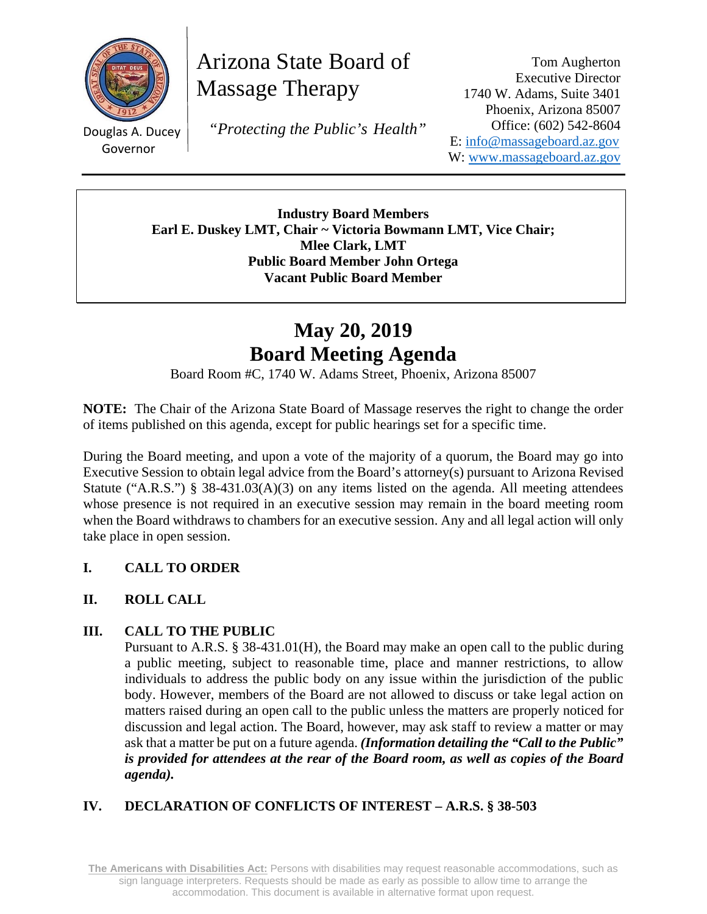Arizona State Board of Massage Therapy

*"Protecting the Public's Health"*

Douglas A. Ducey
Governor

Tom Augherton
Executive Director
1740 W. Adams, Suite 3401
Phoenix, Arizona 85007
Office: (602) 542-8604
E: info@massageboard.az.gov
W: www.massageboard.az.gov

**Industry Board Members**
**Earl E. Duskey LMT, Chair ~ Victoria Bowmann LMT, Vice Chair;**
**Mlee Clark, LMT**
**Public Board Member John Ortega**
**Vacant Public Board Member**

# May 20, 2019
# Board Meeting Agenda

Board Room #C, 1740 W. Adams Street, Phoenix, Arizona 85007

**NOTE:** The Chair of the Arizona State Board of Massage reserves the right to change the order of items published on this agenda, except for public hearings set for a specific time.

During the Board meeting, and upon a vote of the majority of a quorum, the Board may go into Executive Session to obtain legal advice from the Board's attorney(s) pursuant to Arizona Revised Statute ("A.R.S.") § 38-431.03(A)(3) on any items listed on the agenda. All meeting attendees whose presence is not required in an executive session may remain in the board meeting room when the Board withdraws to chambers for an executive session. Any and all legal action will only take place in open session.

## I. CALL TO ORDER

## II. ROLL CALL

## III. CALL TO THE PUBLIC

Pursuant to A.R.S. § 38-431.01(H), the Board may make an open call to the public during a public meeting, subject to reasonable time, place and manner restrictions, to allow individuals to address the public body on any issue within the jurisdiction of the public body. However, members of the Board are not allowed to discuss or take legal action on matters raised during an open call to the public unless the matters are properly noticed for discussion and legal action. The Board, however, may ask staff to review a matter or may ask that a matter be put on a future agenda. ***(Information detailing the "Call to the Public" is provided for attendees at the rear of the Board room, as well as copies of the Board agenda).***

## IV. DECLARATION OF CONFLICTS OF INTEREST – A.R.S. § 38-503

**The Americans with Disabilities Act:** Persons with disabilities may request reasonable accommodations, such as sign language interpreters. Requests should be made as early as possible to allow time to arrange the accommodation. This document is available in alternative format upon request.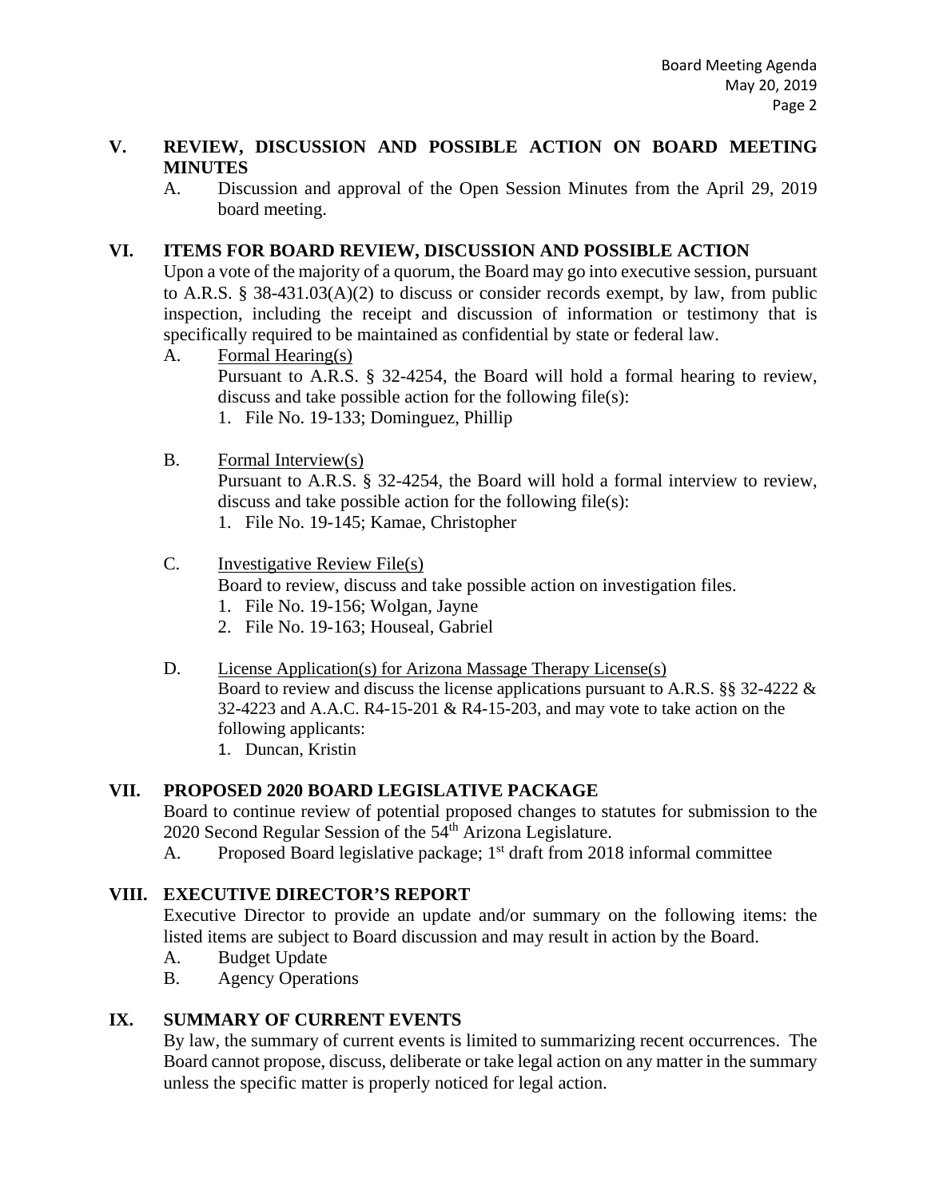## V. REVIEW, DISCUSSION AND POSSIBLE ACTION ON BOARD MEETING MINUTES

A. Discussion and approval of the Open Session Minutes from the April 29, 2019 board meeting.

## VI. ITEMS FOR BOARD REVIEW, DISCUSSION AND POSSIBLE ACTION

Upon a vote of the majority of a quorum, the Board may go into executive session, pursuant to A.R.S. § 38-431.03(A)(2) to discuss or consider records exempt, by law, from public inspection, including the receipt and discussion of information or testimony that is specifically required to be maintained as confidential by state or federal law.

A. Formal Hearing(s)

Pursuant to A.R.S. § 32-4254, the Board will hold a formal hearing to review, discuss and take possible action for the following file(s):

1. File No. 19-133; Dominguez, Phillip

B. Formal Interview(s)

Pursuant to A.R.S. § 32-4254, the Board will hold a formal interview to review, discuss and take possible action for the following file(s):

1. File No. 19-145; Kamae, Christopher

C. Investigative Review File(s)

Board to review, discuss and take possible action on investigation files.

1. File No. 19-156; Wolgan, Jayne
2. File No. 19-163; Houseal, Gabriel

D. License Application(s) for Arizona Massage Therapy License(s)

Board to review and discuss the license applications pursuant to A.R.S. §§ 32-4222 & 32-4223 and A.A.C. R4-15-201 & R4-15-203, and may vote to take action on the following applicants:

1. Duncan, Kristin

## VII. PROPOSED 2020 BOARD LEGISLATIVE PACKAGE

Board to continue review of potential proposed changes to statutes for submission to the 2020 Second Regular Session of the 54th Arizona Legislature.

A. Proposed Board legislative package; 1st draft from 2018 informal committee

## VIII. EXECUTIVE DIRECTOR'S REPORT

Executive Director to provide an update and/or summary on the following items: the listed items are subject to Board discussion and may result in action by the Board.

A. Budget Update
B. Agency Operations

## IX. SUMMARY OF CURRENT EVENTS

By law, the summary of current events is limited to summarizing recent occurrences. The Board cannot propose, discuss, deliberate or take legal action on any matter in the summary unless the specific matter is properly noticed for legal action.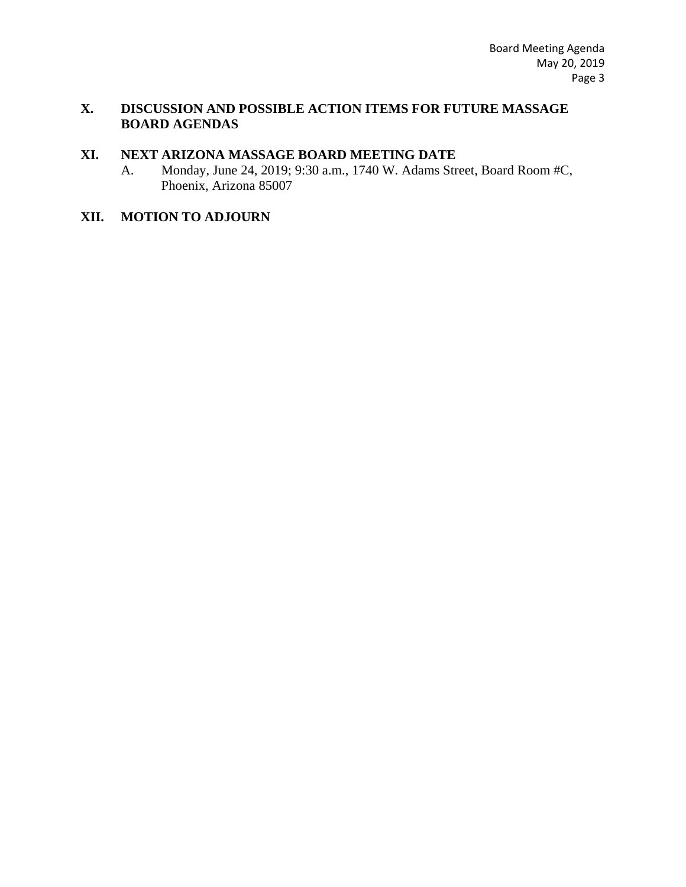**X. DISCUSSION AND POSSIBLE ACTION ITEMS FOR FUTURE MASSAGE BOARD AGENDAS**

**XI. NEXT ARIZONA MASSAGE BOARD MEETING DATE**

A. Monday, June 24, 2019; 9:30 a.m., 1740 W. Adams Street, Board Room #C, Phoenix, Arizona 85007

**XII. MOTION TO ADJOURN**